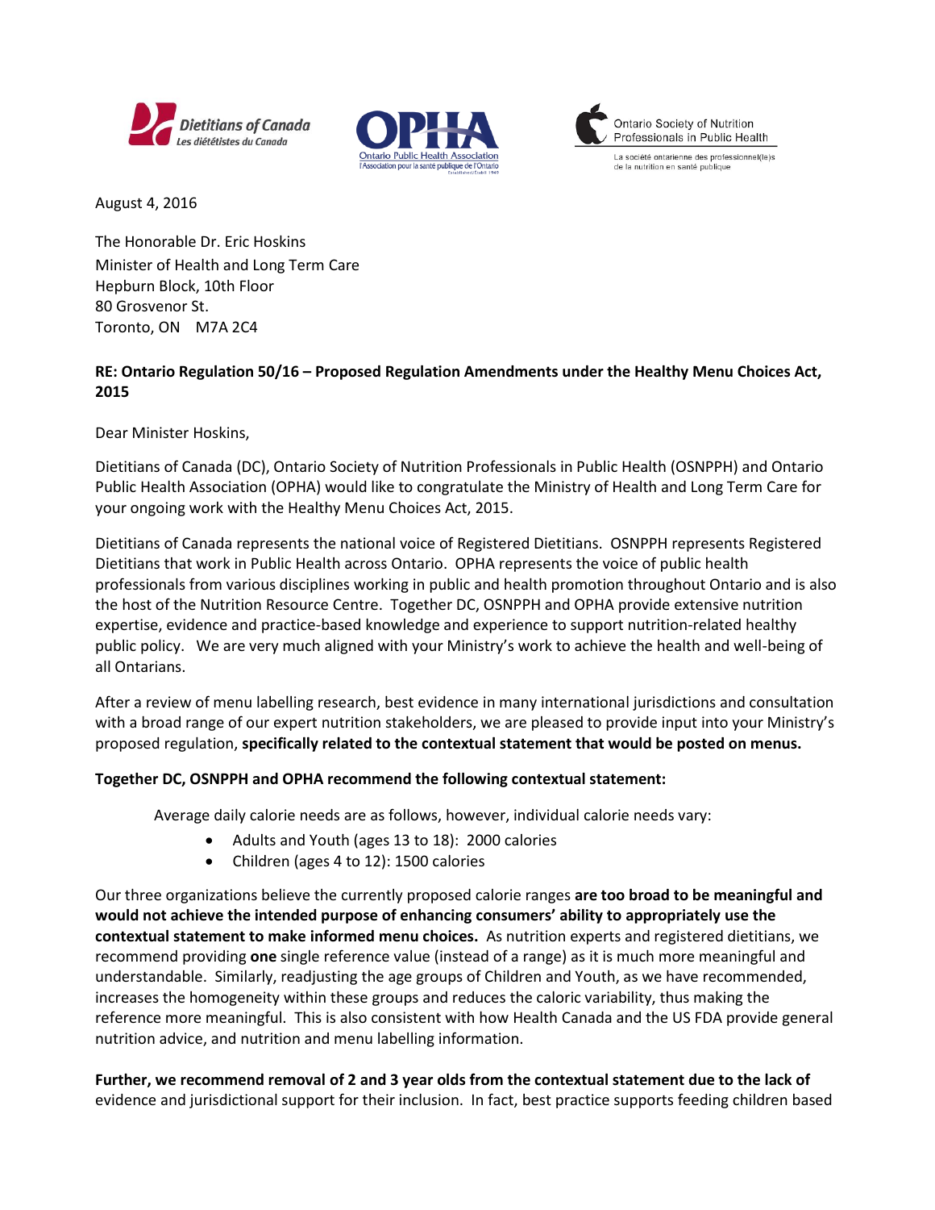Dietitians of Canada / Les diététistes du Canada

OPHA — Ontario Public Health Association / l'Association pour la santé publique de l'Ontario

Ontario Society of Nutrition Professionals in Public Health / La société ontarienne des professionnel(le)s de la nutrition en santé publique

August 4, 2016

The Honorable Dr. Eric Hoskins
Minister of Health and Long Term Care
Hepburn Block, 10th Floor
80 Grosvenor St.
Toronto, ON M7A 2C4

**RE: Ontario Regulation 50/16 – Proposed Regulation Amendments under the Healthy Menu Choices Act, 2015**

Dear Minister Hoskins,

Dietitians of Canada (DC), Ontario Society of Nutrition Professionals in Public Health (OSNPPH) and Ontario Public Health Association (OPHA) would like to congratulate the Ministry of Health and Long Term Care for your ongoing work with the Healthy Menu Choices Act, 2015.

Dietitians of Canada represents the national voice of Registered Dietitians. OSNPPH represents Registered Dietitians that work in Public Health across Ontario. OPHA represents the voice of public health professionals from various disciplines working in public and health promotion throughout Ontario and is also the host of the Nutrition Resource Centre. Together DC, OSNPPH and OPHA provide extensive nutrition expertise, evidence and practice-based knowledge and experience to support nutrition-related healthy public policy. We are very much aligned with your Ministry's work to achieve the health and well-being of all Ontarians.

After a review of menu labelling research, best evidence in many international jurisdictions and consultation with a broad range of our expert nutrition stakeholders, we are pleased to provide input into your Ministry's proposed regulation, **specifically related to the contextual statement that would be posted on menus.**

**Together DC, OSNPPH and OPHA recommend the following contextual statement:**

Average daily calorie needs are as follows, however, individual calorie needs vary:

- Adults and Youth (ages 13 to 18): 2000 calories
- Children (ages 4 to 12): 1500 calories

Our three organizations believe the currently proposed calorie ranges **are too broad to be meaningful and would not achieve the intended purpose of enhancing consumers' ability to appropriately use the contextual statement to make informed menu choices.** As nutrition experts and registered dietitians, we recommend providing **one** single reference value (instead of a range) as it is much more meaningful and understandable. Similarly, readjusting the age groups of Children and Youth, as we have recommended, increases the homogeneity within these groups and reduces the caloric variability, thus making the reference more meaningful. This is also consistent with how Health Canada and the US FDA provide general nutrition advice, and nutrition and menu labelling information.

**Further, we recommend removal of 2 and 3 year olds from the contextual statement due to the lack of** evidence and jurisdictional support for their inclusion. In fact, best practice supports feeding children based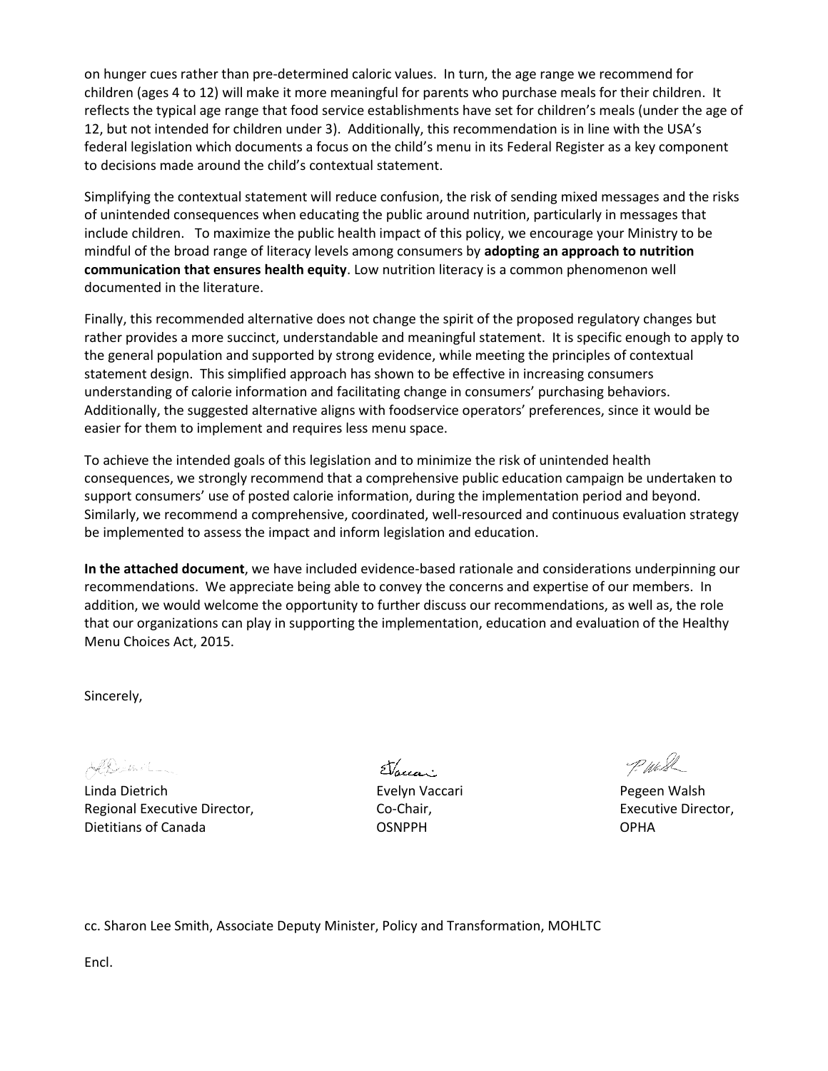on hunger cues rather than pre-determined caloric values. In turn, the age range we recommend for children (ages 4 to 12) will make it more meaningful for parents who purchase meals for their children. It reflects the typical age range that food service establishments have set for children's meals (under the age of 12, but not intended for children under 3). Additionally, this recommendation is in line with the USA's federal legislation which documents a focus on the child's menu in its Federal Register as a key component to decisions made around the child's contextual statement.

Simplifying the contextual statement will reduce confusion, the risk of sending mixed messages and the risks of unintended consequences when educating the public around nutrition, particularly in messages that include children. To maximize the public health impact of this policy, we encourage your Ministry to be mindful of the broad range of literacy levels among consumers by **adopting an approach to nutrition communication that ensures health equity**. Low nutrition literacy is a common phenomenon well documented in the literature.

Finally, this recommended alternative does not change the spirit of the proposed regulatory changes but rather provides a more succinct, understandable and meaningful statement. It is specific enough to apply to the general population and supported by strong evidence, while meeting the principles of contextual statement design. This simplified approach has shown to be effective in increasing consumers understanding of calorie information and facilitating change in consumers' purchasing behaviors. Additionally, the suggested alternative aligns with foodservice operators' preferences, since it would be easier for them to implement and requires less menu space.

To achieve the intended goals of this legislation and to minimize the risk of unintended health consequences, we strongly recommend that a comprehensive public education campaign be undertaken to support consumers' use of posted calorie information, during the implementation period and beyond. Similarly, we recommend a comprehensive, coordinated, well-resourced and continuous evaluation strategy be implemented to assess the impact and inform legislation and education.

**In the attached document**, we have included evidence-based rationale and considerations underpinning our recommendations. We appreciate being able to convey the concerns and expertise of our members. In addition, we would welcome the opportunity to further discuss our recommendations, as well as, the role that our organizations can play in supporting the implementation, education and evaluation of the Healthy Menu Choices Act, 2015.

Sincerely,

| | | |
|---|---|---|
| Linda Dietrich | Evelyn Vaccari | Pegeen Walsh |
| Regional Executive Director, | Co-Chair, | Executive Director, |
| Dietitians of Canada | OSNPPH | OPHA |

cc. Sharon Lee Smith, Associate Deputy Minister, Policy and Transformation, MOHLTC

Encl.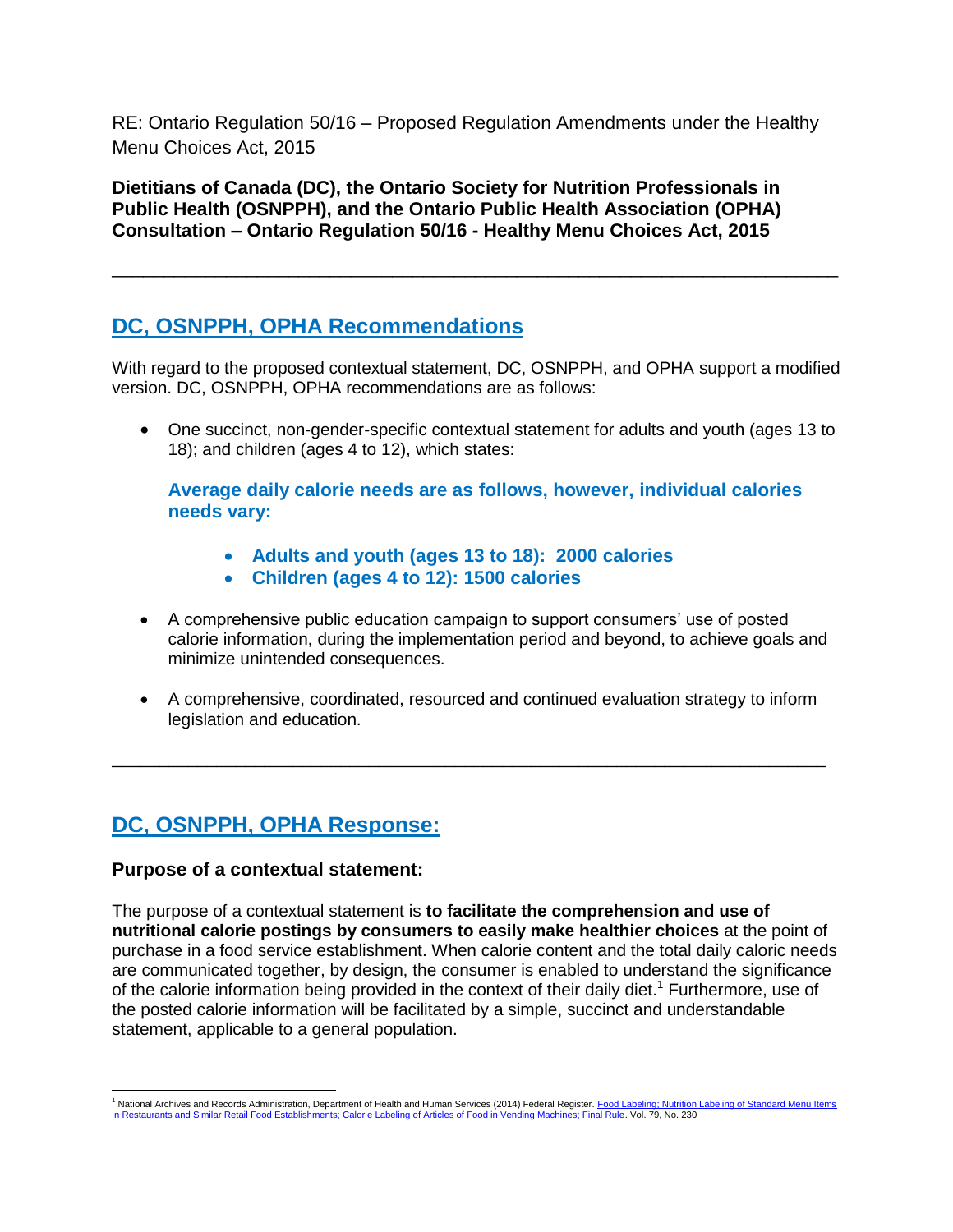RE: Ontario Regulation 50/16 – Proposed Regulation Amendments under the Healthy Menu Choices Act, 2015

**Dietitians of Canada (DC), the Ontario Society for Nutrition Professionals in Public Health (OSNPPH), and the Ontario Public Health Association (OPHA) Consultation – Ontario Regulation 50/16 - Healthy Menu Choices Act, 2015**

---

## DC, OSNPPH, OPHA Recommendations

With regard to the proposed contextual statement, DC, OSNPPH, and OPHA support a modified version. DC, OSNPPH, OPHA recommendations are as follows:

- One succinct, non-gender-specific contextual statement for adults and youth (ages 13 to 18); and children (ages 4 to 12), which states:

  **Average daily calorie needs are as follows, however, individual calories needs vary:**

  - **Adults and youth (ages 13 to 18): 2000 calories**
  - **Children (ages 4 to 12): 1500 calories**

- A comprehensive public education campaign to support consumers' use of posted calorie information, during the implementation period and beyond, to achieve goals and minimize unintended consequences.

- A comprehensive, coordinated, resourced and continued evaluation strategy to inform legislation and education.

---

## DC, OSNPPH, OPHA Response:

### Purpose of a contextual statement:

The purpose of a contextual statement is **to facilitate the comprehension and use of nutritional calorie postings by consumers to easily make healthier choices** at the point of purchase in a food service establishment. When calorie content and the total daily caloric needs are communicated together, by design, the consumer is enabled to understand the significance of the calorie information being provided in the context of their daily diet.[1] Furthermore, use of the posted calorie information will be facilitated by a simple, succinct and understandable statement, applicable to a general population.

[1] National Archives and Records Administration, Department of Health and Human Services (2014) Federal Register. Food Labeling; Nutrition Labeling of Standard Menu Items in Restaurants and Similar Retail Food Establishments; Calorie Labeling of Articles of Food in Vending Machines; Final Rule. Vol. 79, No. 230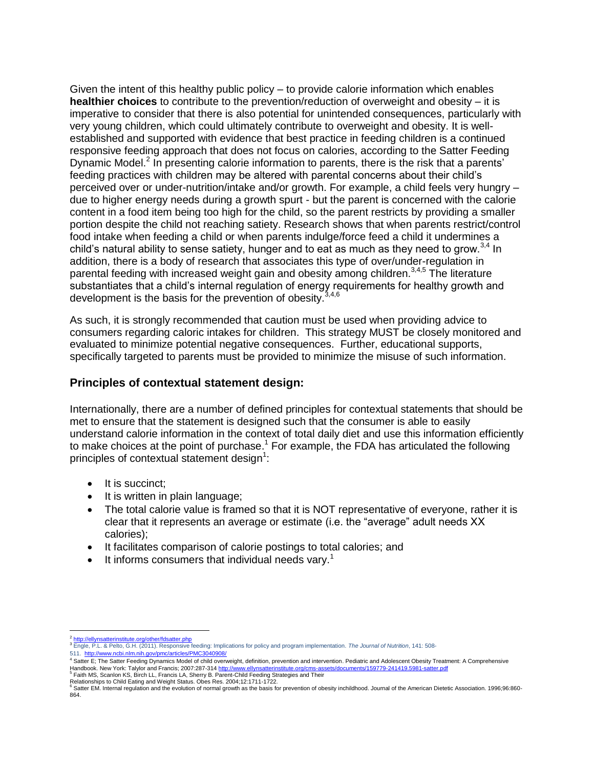Given the intent of this healthy public policy – to provide calorie information which enables **healthier choices** to contribute to the prevention/reduction of overweight and obesity – it is imperative to consider that there is also potential for unintended consequences, particularly with very young children, which could ultimately contribute to overweight and obesity. It is well-established and supported with evidence that best practice in feeding children is a continued responsive feeding approach that does not focus on calories, according to the Satter Feeding Dynamic Model.[2] In presenting calorie information to parents, there is the risk that a parents' feeding practices with children may be altered with parental concerns about their child's perceived over or under-nutrition/intake and/or growth. For example, a child feels very hungry – due to higher energy needs during a growth spurt - but the parent is concerned with the calorie content in a food item being too high for the child, so the parent restricts by providing a smaller portion despite the child not reaching satiety. Research shows that when parents restrict/control food intake when feeding a child or when parents indulge/force feed a child it undermines a child's natural ability to sense satiety, hunger and to eat as much as they need to grow.[3,4] In addition, there is a body of research that associates this type of over/under-regulation in parental feeding with increased weight gain and obesity among children.[3,4,5] The literature substantiates that a child's internal regulation of energy requirements for healthy growth and development is the basis for the prevention of obesity.[3,4,6]

As such, it is strongly recommended that caution must be used when providing advice to consumers regarding caloric intakes for children. This strategy MUST be closely monitored and evaluated to minimize potential negative consequences. Further, educational supports, specifically targeted to parents must be provided to minimize the misuse of such information.

## Principles of contextual statement design:

Internationally, there are a number of defined principles for contextual statements that should be met to ensure that the statement is designed such that the consumer is able to easily understand calorie information in the context of total daily diet and use this information efficiently to make choices at the point of purchase.[1] For example, the FDA has articulated the following principles of contextual statement design[1]:

- It is succinct;
- It is written in plain language;
- The total calorie value is framed so that it is NOT representative of everyone, rather it is clear that it represents an average or estimate (i.e. the "average" adult needs XX calories);
- It facilitates comparison of calorie postings to total calories; and
- It informs consumers that individual needs vary.[1]

---

[2] http://ellynsatterinstitute.org/other/fdsatter.php

[3] Engle, P.L. & Pelto, G.H. (2011). Responsive feeding: Implications for policy and program implementation. *The Journal of Nutrition*, 141: 508-511. http://www.ncbi.nlm.nih.gov/pmc/articles/PMC3040908/

[4] Satter E; The Satter Feeding Dynamics Model of child overweight, definition, prevention and intervention. Pediatric and Adolescent Obesity Treatment: A Comprehensive Handbook. New York: Talylor and Francis; 2007:287-314 http://www.ellynsatterinstitute.org/cms-assets/documents/159779-241419.5981-satter.pdf

[5] Faith MS, Scanlon KS, Birch LL, Francis LA, Sherry B. Parent-Child Feeding Strategies and Their Relationships to Child Eating and Weight Status. Obes Res. 2004;12:1711-1722.

[6] Satter EM. Internal regulation and the evolution of normal growth as the basis for prevention of obesity inchildhood. Journal of the American Dietetic Association. 1996;96:860-864.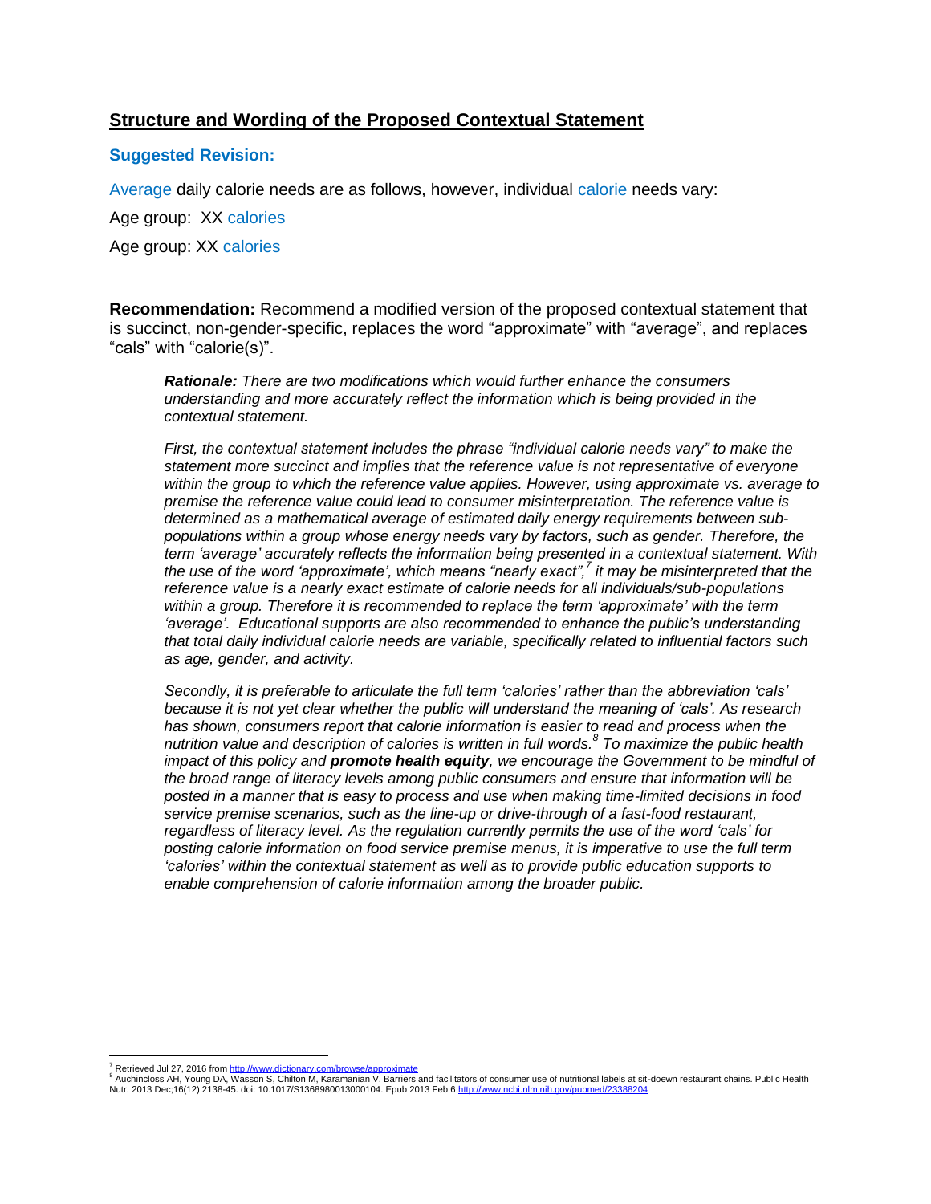## Structure and Wording of the Proposed Contextual Statement

### Suggested Revision:

Average daily calorie needs are as follows, however, individual calorie needs vary:

Age group: XX calories

Age group: XX calories

**Recommendation:** Recommend a modified version of the proposed contextual statement that is succinct, non-gender-specific, replaces the word "approximate" with "average", and replaces "cals" with "calorie(s)".

> ***Rationale:*** *There are two modifications which would further enhance the consumers understanding and more accurately reflect the information which is being provided in the contextual statement.*
>
> *First, the contextual statement includes the phrase "individual calorie needs vary" to make the statement more succinct and implies that the reference value is not representative of everyone within the group to which the reference value applies. However, using approximate vs. average to premise the reference value could lead to consumer misinterpretation. The reference value is determined as a mathematical average of estimated daily energy requirements between sub-populations within a group whose energy needs vary by factors, such as gender. Therefore, the term 'average' accurately reflects the information being presented in a contextual statement. With the use of the word 'approximate', which means "nearly exact",[7] it may be misinterpreted that the reference value is a nearly exact estimate of calorie needs for all individuals/sub-populations within a group. Therefore it is recommended to replace the term 'approximate' with the term 'average'. Educational supports are also recommended to enhance the public's understanding that total daily individual calorie needs are variable, specifically related to influential factors such as age, gender, and activity.*
>
> *Secondly, it is preferable to articulate the full term 'calories' rather than the abbreviation 'cals' because it is not yet clear whether the public will understand the meaning of 'cals'. As research has shown, consumers report that calorie information is easier to read and process when the nutrition value and description of calories is written in full words.[8] To maximize the public health impact of this policy and **promote health equity**, we encourage the Government to be mindful of the broad range of literacy levels among public consumers and ensure that information will be posted in a manner that is easy to process and use when making time-limited decisions in food service premise scenarios, such as the line-up or drive-through of a fast-food restaurant, regardless of literacy level. As the regulation currently permits the use of the word 'cals' for posting calorie information on food service premise menus, it is imperative to use the full term 'calories' within the contextual statement as well as to provide public education supports to enable comprehension of calorie information among the broader public.*

---

[7] Retrieved Jul 27, 2016 from http://www.dictionary.com/browse/approximate

[8] Auchincloss AH, Young DA, Wasson S, Chilton M, Karamanian V. Barriers and facilitators of consumer use of nutritional labels at sit-doewn restaurant chains. Public Health Nutr. 2013 Dec;16(12):2138-45. doi: 10.1017/S1368980013000104. Epub 2013 Feb 6 http://www.ncbi.nlm.nih.gov/pubmed/23388204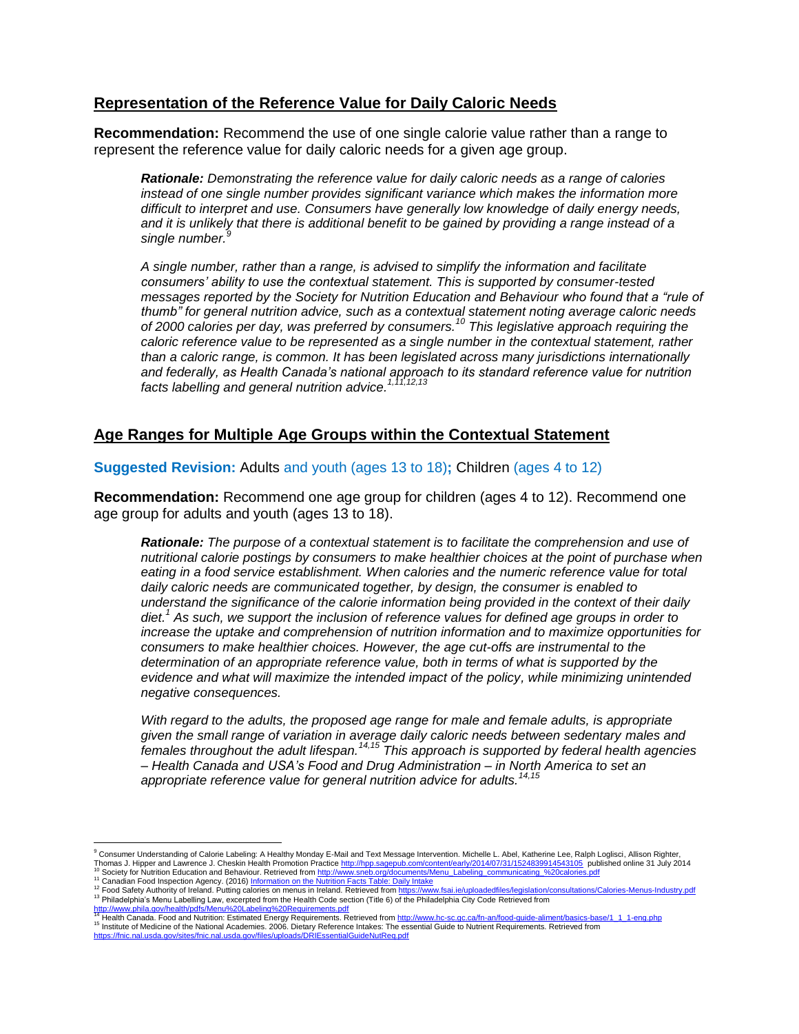## Representation of the Reference Value for Daily Caloric Needs

**Recommendation:** Recommend the use of one single calorie value rather than a range to represent the reference value for daily caloric needs for a given age group.

> ***Rationale:*** *Demonstrating the reference value for daily caloric needs as a range of calories instead of one single number provides significant variance which makes the information more difficult to interpret and use. Consumers have generally low knowledge of daily energy needs, and it is unlikely that there is additional benefit to be gained by providing a range instead of a single number.*[9]
>
> *A single number, rather than a range, is advised to simplify the information and facilitate consumers' ability to use the contextual statement. This is supported by consumer-tested messages reported by the Society for Nutrition Education and Behaviour who found that a "rule of thumb" for general nutrition advice, such as a contextual statement noting average caloric needs of 2000 calories per day, was preferred by consumers.*[10] *This legislative approach requiring the caloric reference value to be represented as a single number in the contextual statement, rather than a caloric range, is common. It has been legislated across many jurisdictions internationally and federally, as Health Canada's national approach to its standard reference value for nutrition facts labelling and general nutrition advice.*[1,11,12,13]

## Age Ranges for Multiple Age Groups within the Contextual Statement

**Suggested Revision:** Adults and youth (ages 13 to 18); Children (ages 4 to 12)

**Recommendation:** Recommend one age group for children (ages 4 to 12). Recommend one age group for adults and youth (ages 13 to 18).

> ***Rationale:*** *The purpose of a contextual statement is to facilitate the comprehension and use of nutritional calorie postings by consumers to make healthier choices at the point of purchase when eating in a food service establishment. When calories and the numeric reference value for total daily caloric needs are communicated together, by design, the consumer is enabled to understand the significance of the calorie information being provided in the context of their daily diet.*[1] *As such, we support the inclusion of reference values for defined age groups in order to increase the uptake and comprehension of nutrition information and to maximize opportunities for consumers to make healthier choices. However, the age cut-offs are instrumental to the determination of an appropriate reference value, both in terms of what is supported by the evidence and what will maximize the intended impact of the policy, while minimizing unintended negative consequences.*
>
> *With regard to the adults, the proposed age range for male and female adults, is appropriate given the small range of variation in average daily caloric needs between sedentary males and females throughout the adult lifespan.*[14,15] *This approach is supported by federal health agencies – Health Canada and USA's Food and Drug Administration – in North America to set an appropriate reference value for general nutrition advice for adults.*[14,15]

---

[9] Consumer Understanding of Calorie Labeling: A Healthy Monday E-Mail and Text Message Intervention. Michelle L. Abel, Katherine Lee, Ralph Loglisci, Allison Righter, Thomas J. Hipper and Lawrence J. Cheskin Health Promotion Practice http://hpp.sagepub.com/content/early/2014/07/31/1524839914543105 published online 31 July 2014

[10] Society for Nutrition Education and Behaviour. Retrieved from http://www.sneb.org/documents/Menu_Labeling_communicating_%20calories.pdf

[11] Canadian Food Inspection Agency. (2016) Information on the Nutrition Facts Table: Daily Intake

[12] Food Safety Authority of Ireland. Putting calories on menus in Ireland. Retrieved from https://www.fsai.ie/uploadedfiles/legislation/consultations/Calories-Menus-Industry.pdf

[13] Philadelphia's Menu Labelling Law, excerpted from the Health Code section (Title 6) of the Philadelphia City Code Retrieved from http://www.phila.gov/health/pdfs/Menu%20Labeling%20Requirements.pdf

[14] Health Canada. Food and Nutrition: Estimated Energy Requirements. Retrieved from http://www.hc-sc.gc.ca/fn-an/food-guide-aliment/basics-base/1_1_1-eng.php

[15] Institute of Medicine of the National Academies. 2006. Dietary Reference Intakes: The essential Guide to Nutrient Requirements. Retrieved from https://fnic.nal.usda.gov/sites/fnic.nal.usda.gov/files/uploads/DRIEssentialGuideNutReq.pdf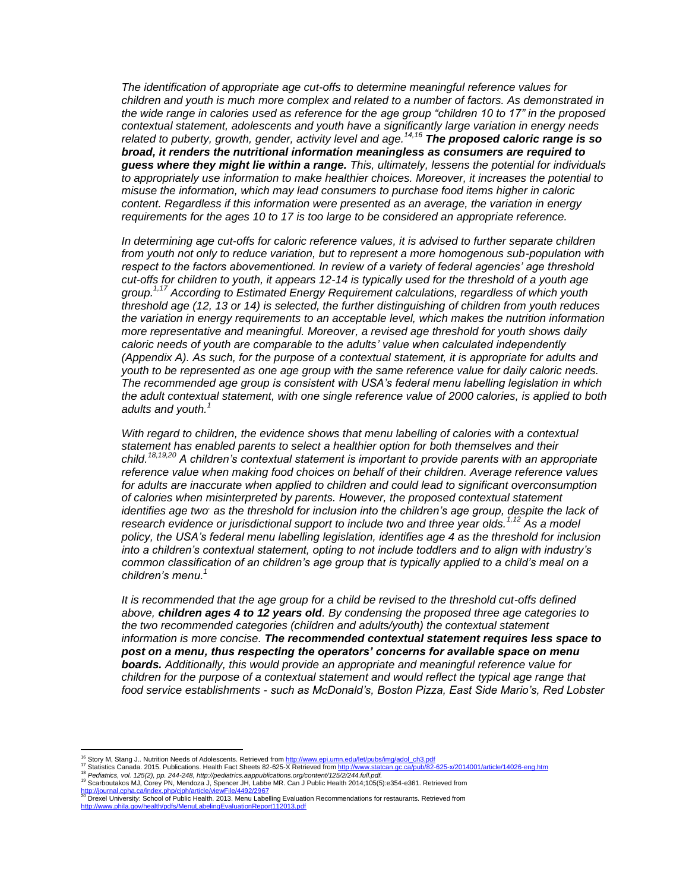*The identification of appropriate age cut-offs to determine meaningful reference values for children and youth is much more complex and related to a number of factors. As demonstrated in the wide range in calories used as reference for the age group "children 10 to 17" in the proposed contextual statement, adolescents and youth have a significantly large variation in energy needs related to puberty, growth, gender, activity level and age.[14,16]* ***The proposed caloric range is so broad, it renders the nutritional information meaningless as consumers are required to guess where they might lie within a range.*** *This, ultimately, lessens the potential for individuals to appropriately use information to make healthier choices. Moreover, it increases the potential to misuse the information, which may lead consumers to purchase food items higher in caloric content. Regardless if this information were presented as an average, the variation in energy requirements for the ages 10 to 17 is too large to be considered an appropriate reference.*

*In determining age cut-offs for caloric reference values, it is advised to further separate children from youth not only to reduce variation, but to represent a more homogenous sub-population with respect to the factors abovementioned. In review of a variety of federal agencies' age threshold cut-offs for children to youth, it appears 12-14 is typically used for the threshold of a youth age group.[1,17] According to Estimated Energy Requirement calculations, regardless of which youth threshold age (12, 13 or 14) is selected, the further distinguishing of children from youth reduces the variation in energy requirements to an acceptable level, which makes the nutrition information more representative and meaningful. Moreover, a revised age threshold for youth shows daily caloric needs of youth are comparable to the adults' value when calculated independently (Appendix A). As such, for the purpose of a contextual statement, it is appropriate for adults and youth to be represented as one age group with the same reference value for daily caloric needs. The recommended age group is consistent with USA's federal menu labelling legislation in which the adult contextual statement, with one single reference value of 2000 calories, is applied to both adults and youth.[1]*

*With regard to children, the evidence shows that menu labelling of calories with a contextual statement has enabled parents to select a healthier option for both themselves and their child.[18,19,20] A children's contextual statement is important to provide parents with an appropriate reference value when making food choices on behalf of their children. Average reference values for adults are inaccurate when applied to children and could lead to significant overconsumption of calories when misinterpreted by parents. However, the proposed contextual statement identifies age two as the threshold for inclusion into the children's age group, despite the lack of research evidence or jurisdictional support to include two and three year olds.[1,12] As a model policy, the USA's federal menu labelling legislation, identifies age 4 as the threshold for inclusion into a children's contextual statement, opting to not include toddlers and to align with industry's common classification of an children's age group that is typically applied to a child's meal on a children's menu.[1]*

*It is recommended that the age group for a child be revised to the threshold cut-offs defined above,* ***children ages 4 to 12 years old****. By condensing the proposed three age categories to the two recommended categories (children and adults/youth) the contextual statement information is more concise.* ***The recommended contextual statement requires less space to post on a menu, thus respecting the operators' concerns for available space on menu boards.*** *Additionally, this would provide an appropriate and meaningful reference value for children for the purpose of a contextual statement and would reflect the typical age range that food service establishments - such as McDonald's, Boston Pizza, East Side Mario's, Red Lobster*

---

[16] Story M, Stang J.. Nutrition Needs of Adolescents. Retrieved from http://www.epi.umn.edu/let/pubs/img/adol_ch3.pdf

[17] Statistics Canada. 2015. Publications. Health Fact Sheets 82-625-X Retrieved from http://www.statcan.gc.ca/pub/82-625-x/2014001/article/14026-eng.htm

[18] *Pediatrics, vol. 125(2), pp. 244-248, http://pediatrics.aappublications.org/content/125/2/244.full.pdf.*

[19] Scarboutakos MJ, Corey PN, Mendoza J, Spencer JH, Labbe MR. Can J Public Health 2014;105(5):e354-e361. Retrieved from http://journal.cpha.ca/index.php/cjph/article/viewFile/4492/2967

[20] Drexel University: School of Public Health. 2013. Menu Labelling Evaluation Recommendations for restaurants. Retrieved from http://www.phila.gov/health/pdfs/MenuLabelingEvaluationReport112013.pdf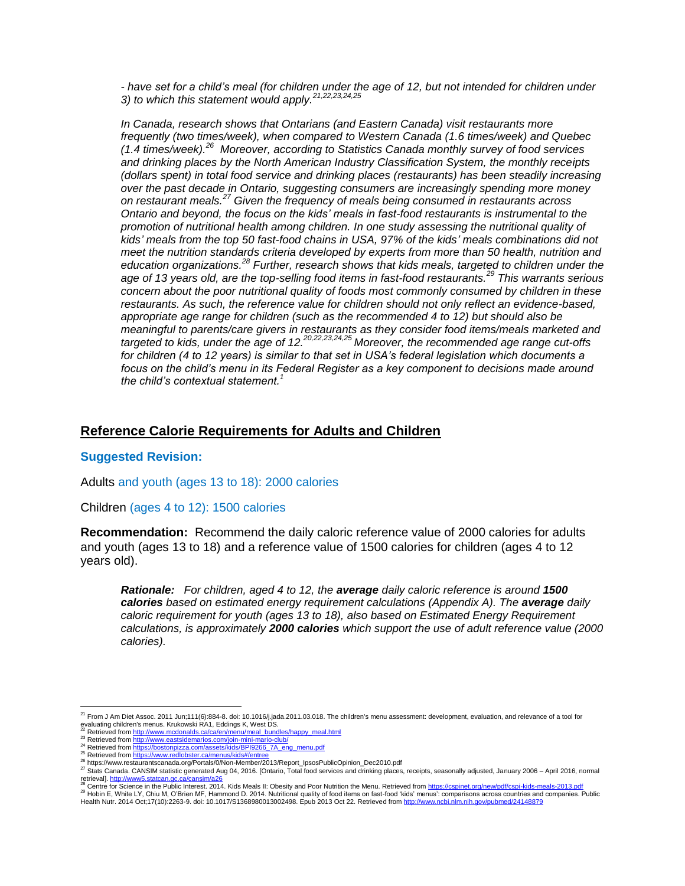*- have set for a child's meal (for children under the age of 12, but not intended for children under 3) to which this statement would apply.*[21,22,23,24,25]

*In Canada, research shows that Ontarians (and Eastern Canada) visit restaurants more frequently (two times/week), when compared to Western Canada (1.6 times/week) and Quebec (1.4 times/week).*[26] *Moreover, according to Statistics Canada monthly survey of food services and drinking places by the North American Industry Classification System, the monthly receipts (dollars spent) in total food service and drinking places (restaurants) has been steadily increasing over the past decade in Ontario, suggesting consumers are increasingly spending more money on restaurant meals.*[27] *Given the frequency of meals being consumed in restaurants across Ontario and beyond, the focus on the kids' meals in fast-food restaurants is instrumental to the promotion of nutritional health among children. In one study assessing the nutritional quality of kids' meals from the top 50 fast-food chains in USA, 97% of the kids' meals combinations did not meet the nutrition standards criteria developed by experts from more than 50 health, nutrition and education organizations.*[28] *Further, research shows that kids meals, targeted to children under the age of 13 years old, are the top-selling food items in fast-food restaurants.*[29] *This warrants serious concern about the poor nutritional quality of foods most commonly consumed by children in these restaurants. As such, the reference value for children should not only reflect an evidence-based, appropriate age range for children (such as the recommended 4 to 12) but should also be meaningful to parents/care givers in restaurants as they consider food items/meals marketed and targeted to kids, under the age of 12.*[20,22,23,24,25] *Moreover, the recommended age range cut-offs for children (4 to 12 years) is similar to that set in USA's federal legislation which documents a focus on the child's menu in its Federal Register as a key component to decisions made around the child's contextual statement.*[1]

## Reference Calorie Requirements for Adults and Children

### Suggested Revision:

Adults and youth (ages 13 to 18): 2000 calories

Children (ages 4 to 12): 1500 calories

**Recommendation:** Recommend the daily caloric reference value of 2000 calories for adults and youth (ages 13 to 18) and a reference value of 1500 calories for children (ages 4 to 12 years old).

***Rationale:*** *For children, aged 4 to 12, the **average** daily caloric reference is around **1500 calories** based on estimated energy requirement calculations (Appendix A). The **average** daily caloric requirement for youth (ages 13 to 18), also based on Estimated Energy Requirement calculations, is approximately **2000 calories** which support the use of adult reference value (2000 calories).*

---

[21] From J Am Diet Assoc. 2011 Jun;111(6):884-8. doi: 10.1016/j.jada.2011.03.018. The children's menu assessment: development, evaluation, and relevance of a tool for evaluating children's menus. Krukowski RA1, Eddings K, West DS.

[22] Retrieved from http://www.mcdonalds.ca/ca/en/menu/meal_bundles/happy_meal.html

[23] Retrieved from http://www.eastsidemarios.com/join-mini-mario-club/

[24] Retrieved from https://bostonpizza.com/assets/kids/BPI9266_7A_eng_menu.pdf

[25] Retrieved from https://www.redlobster.ca/menus/kids#/entree

[26] https://www.restaurantscanada.org/Portals/0/Non-Member/2013/Report_IpsosPublicOpinion_Dec2010.pdf

[27] Stats Canada. CANSIM statistic generated Aug 04, 2016. [Ontario, Total food services and drinking places, receipts, seasonally adjusted, January 2006 – April 2016, normal retrieval]. http://www5.statcan.gc.ca/cansim/a26

[28] Centre for Science in the Public Interest. 2014. Kids Meals II: Obesity and Poor Nutrition the Menu. Retrieved from https://cspinet.org/new/pdf/cspi-kids-meals-2013.pdf

[29] Hobin E, White LY, Chiu M, O'Brien MF, Hammond D. 2014. Nutritional quality of food items on fast-food 'kids' menus': comparisons across countries and companies. Public Health Nutr. 2014 Oct;17(10):2263-9. doi: 10.1017/S1368980013002498. Epub 2013 Oct 22. Retrieved from http://www.ncbi.nlm.nih.gov/pubmed/24148879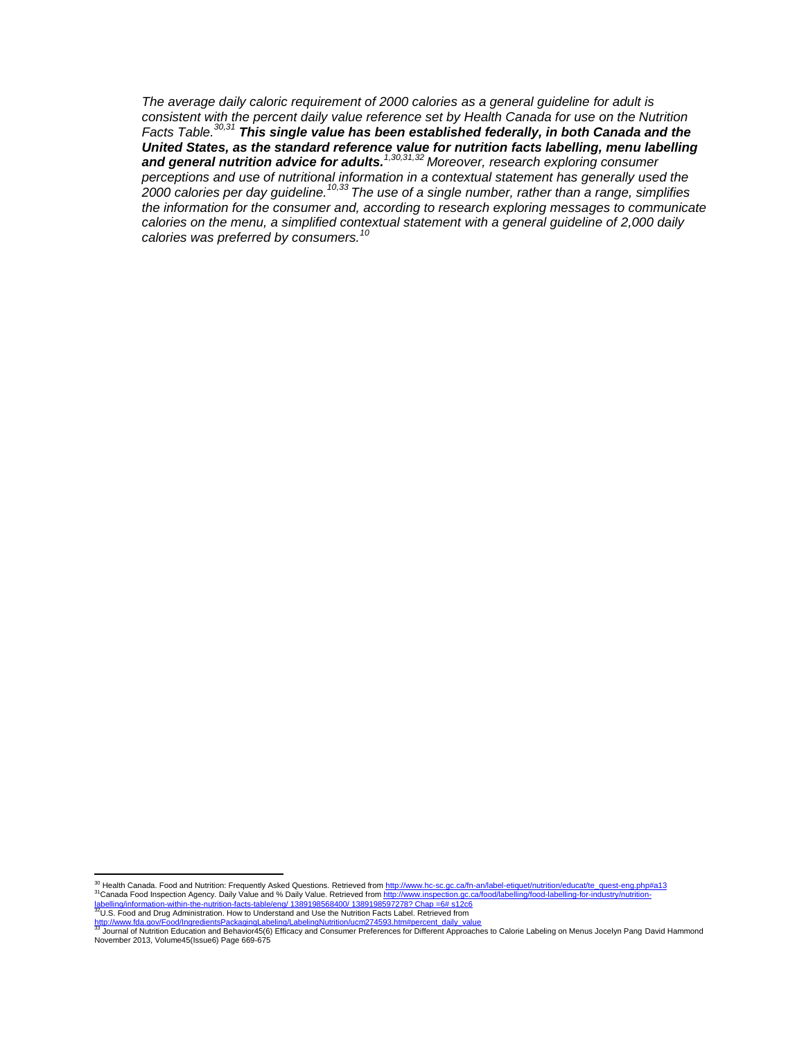*The average daily caloric requirement of 2000 calories as a general guideline for adult is consistent with the percent daily value reference set by Health Canada for use on the Nutrition Facts Table.*[30,31] ***This single value has been established federally, in both Canada and the United States, as the standard reference value for nutrition facts labelling, menu labelling and general nutrition advice for adults.***[1,30,31,32] *Moreover, research exploring consumer perceptions and use of nutritional information in a contextual statement has generally used the 2000 calories per day guideline.*[10,33] *The use of a single number, rather than a range, simplifies the information for the consumer and, according to research exploring messages to communicate calories on the menu, a simplified contextual statement with a general guideline of 2,000 daily calories was preferred by consumers.*[10]

---

[30] Health Canada. Food and Nutrition: Frequently Asked Questions. Retrieved from http://www.hc-sc.gc.ca/fn-an/label-etiquet/nutrition/educat/te_quest-eng.php#a13

[31] Canada Food Inspection Agency. Daily Value and % Daily Value. Retrieved from http://www.inspection.gc.ca/food/labelling/food-labelling-for-industry/nutrition-labelling/information-within-the-nutrition-facts-table/eng/ 1389198568400/ 1389198597278? Chap =6# s12c6

[32] U.S. Food and Drug Administration. How to Understand and Use the Nutrition Facts Label. Retrieved from http://www.fda.gov/Food/IngredientsPackagingLabeling/LabelingNutrition/ucm274593.htm#percent_daily_value

[33] Journal of Nutrition Education and Behavior45(6) Efficacy and Consumer Preferences for Different Approaches to Calorie Labeling on Menus Jocelyn Pang David Hammond November 2013, Volume45(Issue6) Page 669-675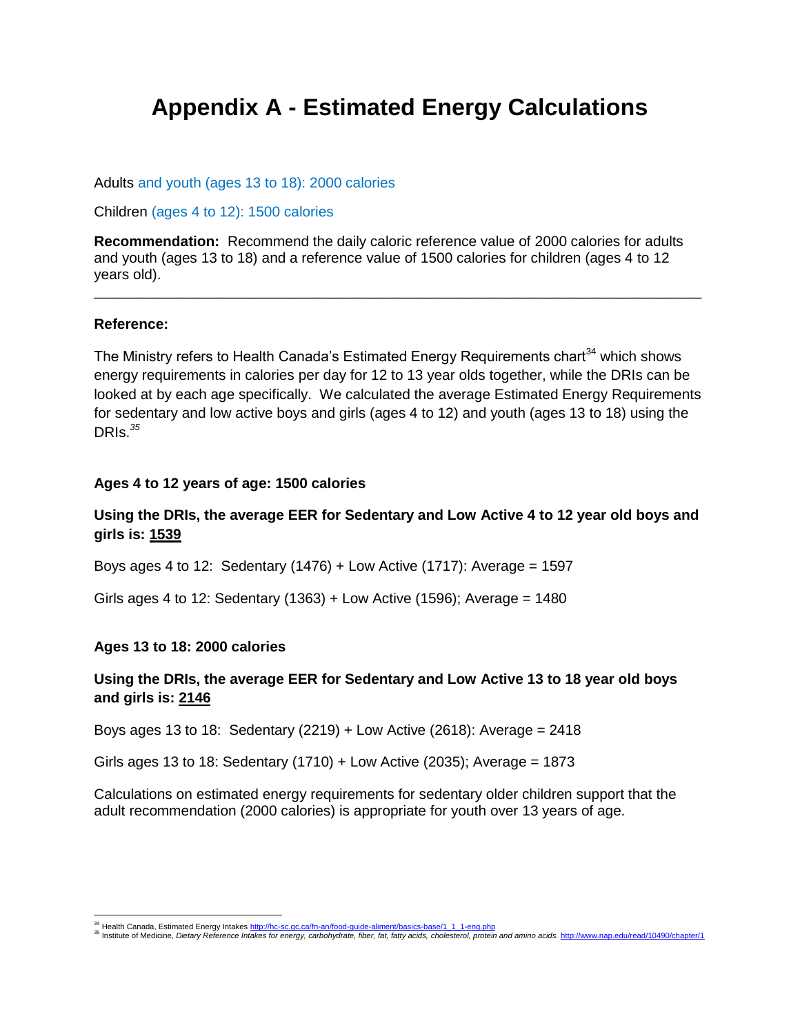# Appendix A - Estimated Energy Calculations

Adults and youth (ages 13 to 18): 2000 calories

Children (ages 4 to 12): 1500 calories

**Recommendation:** Recommend the daily caloric reference value of 2000 calories for adults and youth (ages 13 to 18) and a reference value of 1500 calories for children (ages 4 to 12 years old).

---

**Reference:**

The Ministry refers to Health Canada's Estimated Energy Requirements chart[34] which shows energy requirements in calories per day for 12 to 13 year olds together, while the DRIs can be looked at by each age specifically. We calculated the average Estimated Energy Requirements for sedentary and low active boys and girls (ages 4 to 12) and youth (ages 13 to 18) using the DRIs.[35]

**Ages 4 to 12 years of age: 1500 calories**

**Using the DRIs, the average EER for Sedentary and Low Active 4 to 12 year old boys and girls is: 1539**

Boys ages 4 to 12: Sedentary (1476) + Low Active (1717): Average = 1597

Girls ages 4 to 12: Sedentary (1363) + Low Active (1596); Average = 1480

**Ages 13 to 18: 2000 calories**

**Using the DRIs, the average EER for Sedentary and Low Active 13 to 18 year old boys and girls is: 2146**

Boys ages 13 to 18: Sedentary (2219) + Low Active (2618): Average = 2418

Girls ages 13 to 18: Sedentary (1710) + Low Active (2035); Average = 1873

Calculations on estimated energy requirements for sedentary older children support that the adult recommendation (2000 calories) is appropriate for youth over 13 years of age.

---

[34] Health Canada, Estimated Energy Intakes http://hc-sc.gc.ca/fn-an/food-guide-aliment/basics-base/1_1_1-eng.php

[35] Institute of Medicine, *Dietary Reference Intakes for energy, carbohydrate, fiber, fat, fatty acids, cholesterol, protein and amino acids.* http://www.nap.edu/read/10490/chapter/1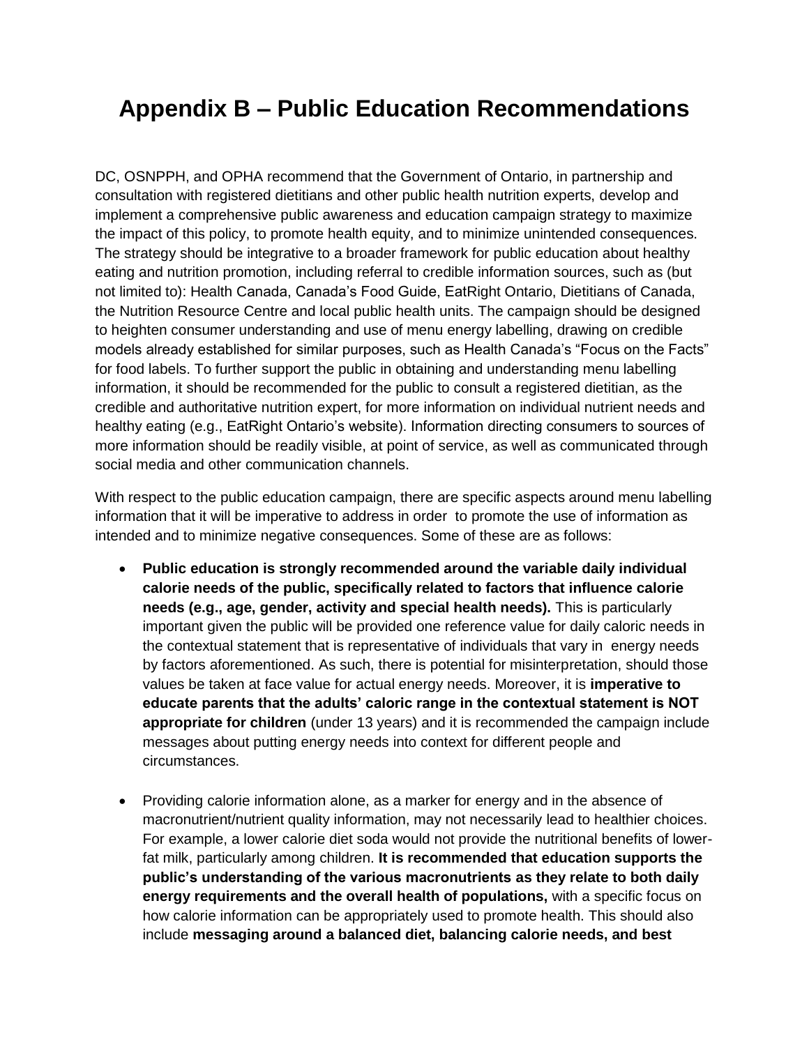# Appendix B – Public Education Recommendations

DC, OSNPPH, and OPHA recommend that the Government of Ontario, in partnership and consultation with registered dietitians and other public health nutrition experts, develop and implement a comprehensive public awareness and education campaign strategy to maximize the impact of this policy, to promote health equity, and to minimize unintended consequences. The strategy should be integrative to a broader framework for public education about healthy eating and nutrition promotion, including referral to credible information sources, such as (but not limited to): Health Canada, Canada's Food Guide, EatRight Ontario, Dietitians of Canada, the Nutrition Resource Centre and local public health units. The campaign should be designed to heighten consumer understanding and use of menu energy labelling, drawing on credible models already established for similar purposes, such as Health Canada's "Focus on the Facts" for food labels. To further support the public in obtaining and understanding menu labelling information, it should be recommended for the public to consult a registered dietitian, as the credible and authoritative nutrition expert, for more information on individual nutrient needs and healthy eating (e.g., EatRight Ontario's website). Information directing consumers to sources of more information should be readily visible, at point of service, as well as communicated through social media and other communication channels.

With respect to the public education campaign, there are specific aspects around menu labelling information that it will be imperative to address in order to promote the use of information as intended and to minimize negative consequences. Some of these are as follows:

- **Public education is strongly recommended around the variable daily individual calorie needs of the public, specifically related to factors that influence calorie needs (e.g., age, gender, activity and special health needs).** This is particularly important given the public will be provided one reference value for daily caloric needs in the contextual statement that is representative of individuals that vary in energy needs by factors aforementioned. As such, there is potential for misinterpretation, should those values be taken at face value for actual energy needs. Moreover, it is **imperative to educate parents that the adults' caloric range in the contextual statement is NOT appropriate for children** (under 13 years) and it is recommended the campaign include messages about putting energy needs into context for different people and circumstances.

- Providing calorie information alone, as a marker for energy and in the absence of macronutrient/nutrient quality information, may not necessarily lead to healthier choices. For example, a lower calorie diet soda would not provide the nutritional benefits of lower-fat milk, particularly among children. **It is recommended that education supports the public's understanding of the various macronutrients as they relate to both daily energy requirements and the overall health of populations,** with a specific focus on how calorie information can be appropriately used to promote health. This should also include **messaging around a balanced diet, balancing calorie needs, and best**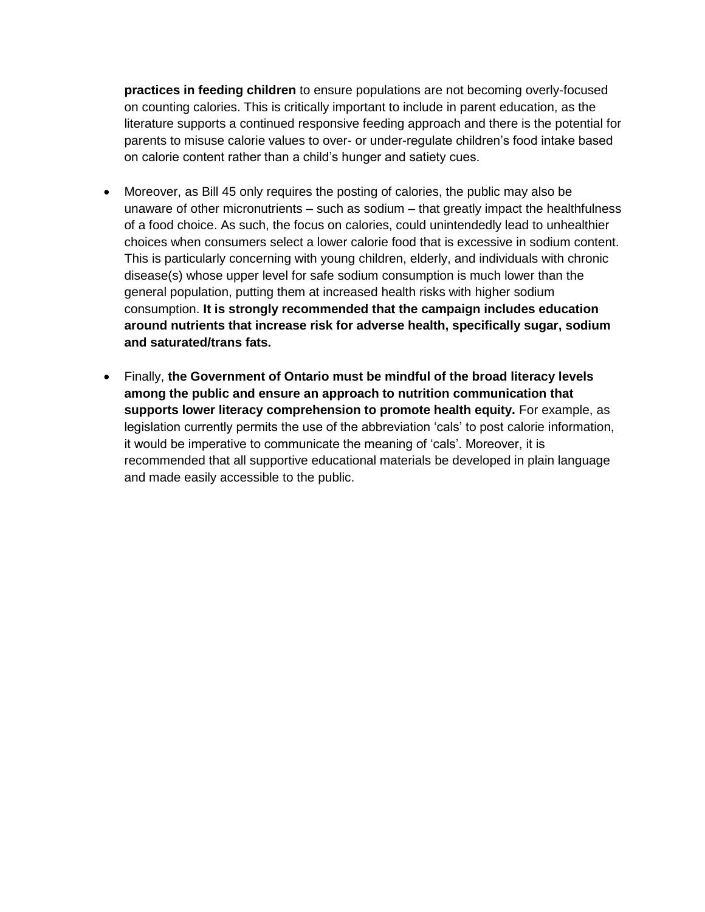**practices in feeding children** to ensure populations are not becoming overly-focused on counting calories. This is critically important to include in parent education, as the literature supports a continued responsive feeding approach and there is the potential for parents to misuse calorie values to over- or under-regulate children's food intake based on calorie content rather than a child's hunger and satiety cues.

- Moreover, as Bill 45 only requires the posting of calories, the public may also be unaware of other micronutrients – such as sodium – that greatly impact the healthfulness of a food choice. As such, the focus on calories, could unintendedly lead to unhealthier choices when consumers select a lower calorie food that is excessive in sodium content. This is particularly concerning with young children, elderly, and individuals with chronic disease(s) whose upper level for safe sodium consumption is much lower than the general population, putting them at increased health risks with higher sodium consumption. **It is strongly recommended that the campaign includes education around nutrients that increase risk for adverse health, specifically sugar, sodium and saturated/trans fats.**

- Finally, **the Government of Ontario must be mindful of the broad literacy levels among the public and ensure an approach to nutrition communication that supports lower literacy comprehension to promote health equity.** For example, as legislation currently permits the use of the abbreviation 'cals' to post calorie information, it would be imperative to communicate the meaning of 'cals'. Moreover, it is recommended that all supportive educational materials be developed in plain language and made easily accessible to the public.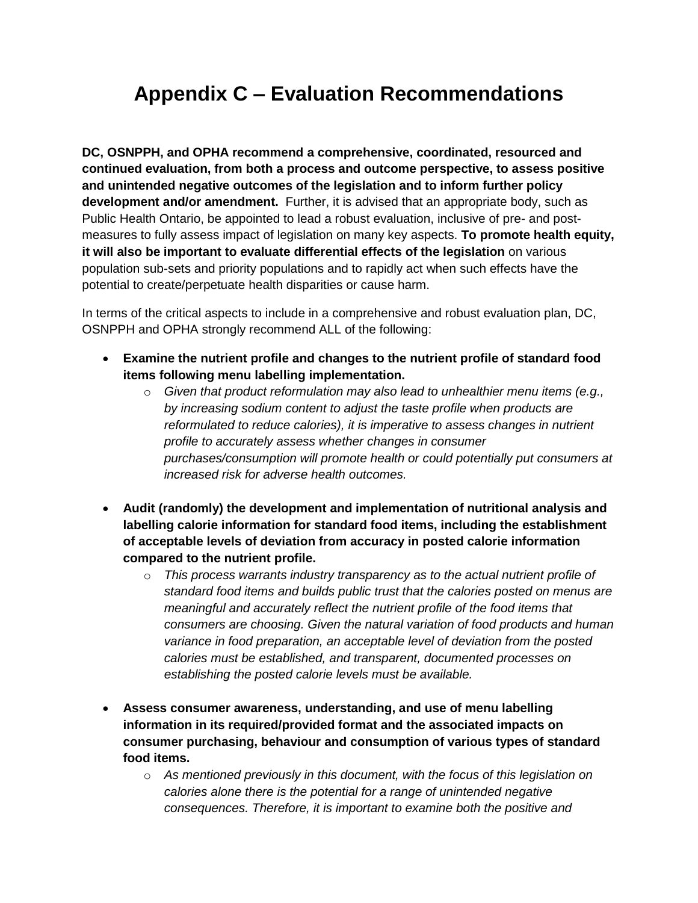# Appendix C – Evaluation Recommendations

**DC, OSNPPH, and OPHA recommend a comprehensive, coordinated, resourced and continued evaluation, from both a process and outcome perspective, to assess positive and unintended negative outcomes of the legislation and to inform further policy development and/or amendment.** Further, it is advised that an appropriate body, such as Public Health Ontario, be appointed to lead a robust evaluation, inclusive of pre- and post-measures to fully assess impact of legislation on many key aspects. **To promote health equity, it will also be important to evaluate differential effects of the legislation** on various population sub-sets and priority populations and to rapidly act when such effects have the potential to create/perpetuate health disparities or cause harm.

In terms of the critical aspects to include in a comprehensive and robust evaluation plan, DC, OSNPPH and OPHA strongly recommend ALL of the following:

- **Examine the nutrient profile and changes to the nutrient profile of standard food items following menu labelling implementation.**
    - *Given that product reformulation may also lead to unhealthier menu items (e.g., by increasing sodium content to adjust the taste profile when products are reformulated to reduce calories), it is imperative to assess changes in nutrient profile to accurately assess whether changes in consumer purchases/consumption will promote health or could potentially put consumers at increased risk for adverse health outcomes.*

- **Audit (randomly) the development and implementation of nutritional analysis and labelling calorie information for standard food items, including the establishment of acceptable levels of deviation from accuracy in posted calorie information compared to the nutrient profile.**
    - *This process warrants industry transparency as to the actual nutrient profile of standard food items and builds public trust that the calories posted on menus are meaningful and accurately reflect the nutrient profile of the food items that consumers are choosing. Given the natural variation of food products and human variance in food preparation, an acceptable level of deviation from the posted calories must be established, and transparent, documented processes on establishing the posted calorie levels must be available.*

- **Assess consumer awareness, understanding, and use of menu labelling information in its required/provided format and the associated impacts on consumer purchasing, behaviour and consumption of various types of standard food items.**
    - *As mentioned previously in this document, with the focus of this legislation on calories alone there is the potential for a range of unintended negative consequences. Therefore, it is important to examine both the positive and*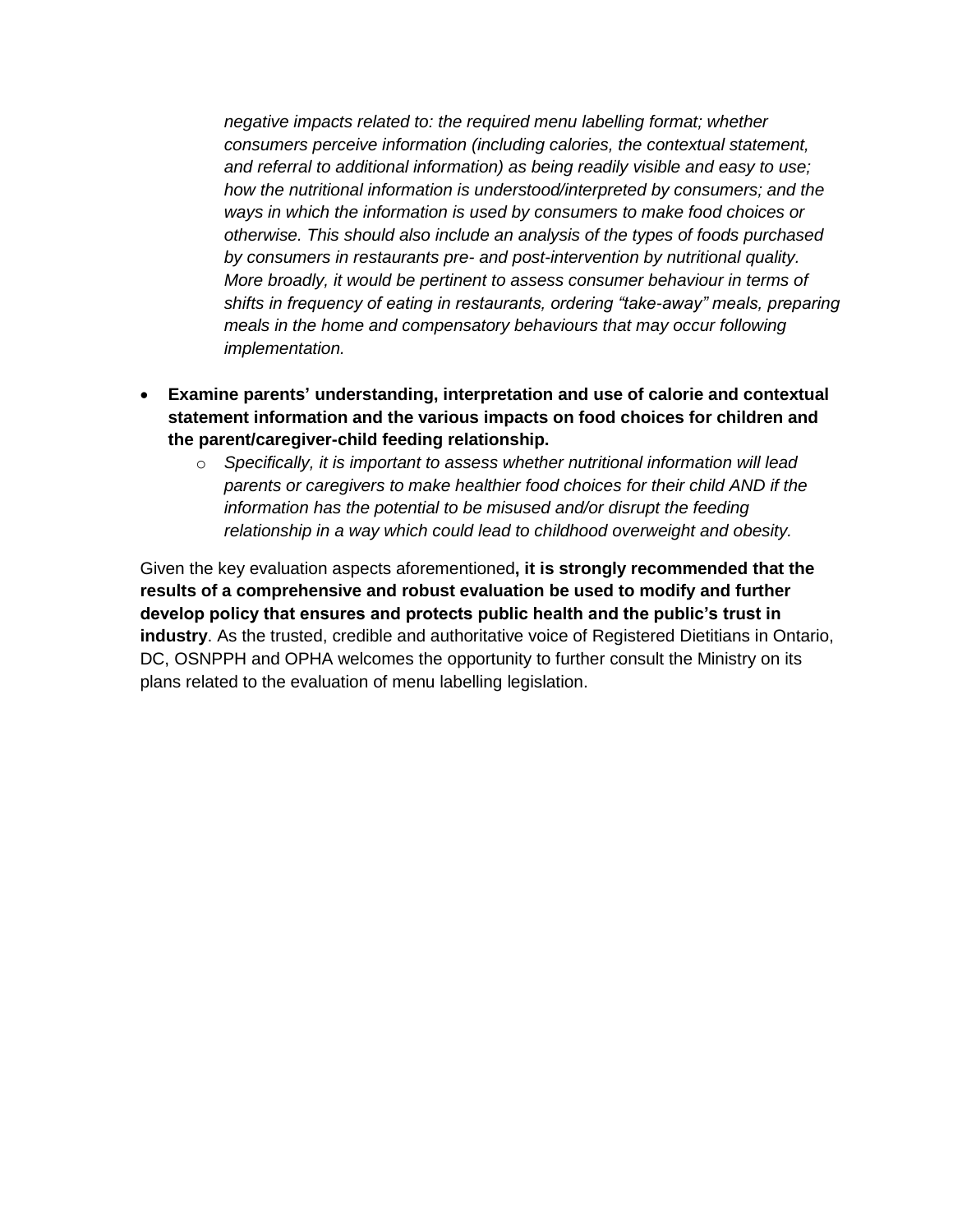*negative impacts related to: the required menu labelling format; whether consumers perceive information (including calories, the contextual statement, and referral to additional information) as being readily visible and easy to use; how the nutritional information is understood/interpreted by consumers; and the ways in which the information is used by consumers to make food choices or otherwise. This should also include an analysis of the types of foods purchased by consumers in restaurants pre- and post-intervention by nutritional quality. More broadly, it would be pertinent to assess consumer behaviour in terms of shifts in frequency of eating in restaurants, ordering "take-away" meals, preparing meals in the home and compensatory behaviours that may occur following implementation.*

- **Examine parents' understanding, interpretation and use of calorie and contextual statement information and the various impacts on food choices for children and the parent/caregiver-child feeding relationship.**
  - *Specifically, it is important to assess whether nutritional information will lead parents or caregivers to make healthier food choices for their child AND if the information has the potential to be misused and/or disrupt the feeding relationship in a way which could lead to childhood overweight and obesity.*

Given the key evaluation aspects aforementioned**, it is strongly recommended that the results of a comprehensive and robust evaluation be used to modify and further develop policy that ensures and protects public health and the public's trust in industry**. As the trusted, credible and authoritative voice of Registered Dietitians in Ontario, DC, OSNPPH and OPHA welcomes the opportunity to further consult the Ministry on its plans related to the evaluation of menu labelling legislation.